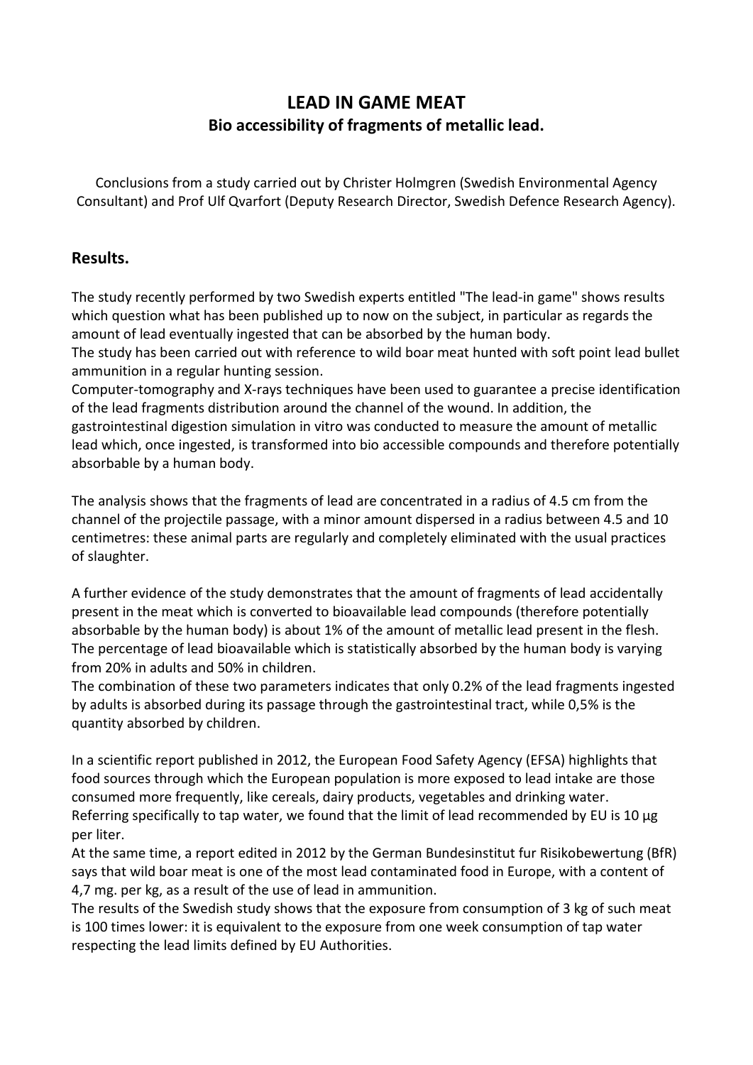# LEAD IN GAME MEAT

## Bio accessibility of fragments of metallic lead.

Conclusions from a study carried out by Christer Holmgren (Swedish Environmental Agency Consultant) and Prof Ulf Qvarfort (Deputy Research Director, Swedish Defence Research Agency).

## Results.

The study recently performed by two Swedish experts entitled "The lead-in game" shows results which question what has been published up to now on the subject, in particular as regards the amount of lead eventually ingested that can be absorbed by the human body.
The study has been carried out with reference to wild boar meat hunted with soft point lead bullet ammunition in a regular hunting session.
Computer-tomography and X-rays techniques have been used to guarantee a precise identification of the lead fragments distribution around the channel of the wound. In addition, the gastrointestinal digestion simulation in vitro was conducted to measure the amount of metallic lead which, once ingested, is transformed into bio accessible compounds and therefore potentially absorbable by a human body.

The analysis shows that the fragments of lead are concentrated in a radius of 4.5 cm from the channel of the projectile passage, with a minor amount dispersed in a radius between 4.5 and 10 centimetres: these animal parts are regularly and completely eliminated with the usual practices of slaughter.

A further evidence of the study demonstrates that the amount of fragments of lead accidentally present in the meat which is converted to bioavailable lead compounds (therefore potentially absorbable by the human body) is about 1% of the amount of metallic lead present in the flesh. The percentage of lead bioavailable which is statistically absorbed by the human body is varying from 20% in adults and 50% in children.
The combination of these two parameters indicates that only 0.2% of the lead fragments ingested by adults is absorbed during its passage through the gastrointestinal tract, while 0,5% is the quantity absorbed by children.

In a scientific report published in 2012, the European Food Safety Agency (EFSA) highlights that food sources through which the European population is more exposed to lead intake are those consumed more frequently, like cereals, dairy products, vegetables and drinking water.
Referring specifically to tap water, we found that the limit of lead recommended by EU is 10 μg per liter.
At the same time, a report edited in 2012 by the German Bundesinstitut fur Risikobewertung (BfR) says that wild boar meat is one of the most lead contaminated food in Europe, with a content of 4,7 mg. per kg, as a result of the use of lead in ammunition.
The results of the Swedish study shows that the exposure from consumption of 3 kg of such meat is 100 times lower: it is equivalent to the exposure from one week consumption of tap water respecting the lead limits defined by EU Authorities.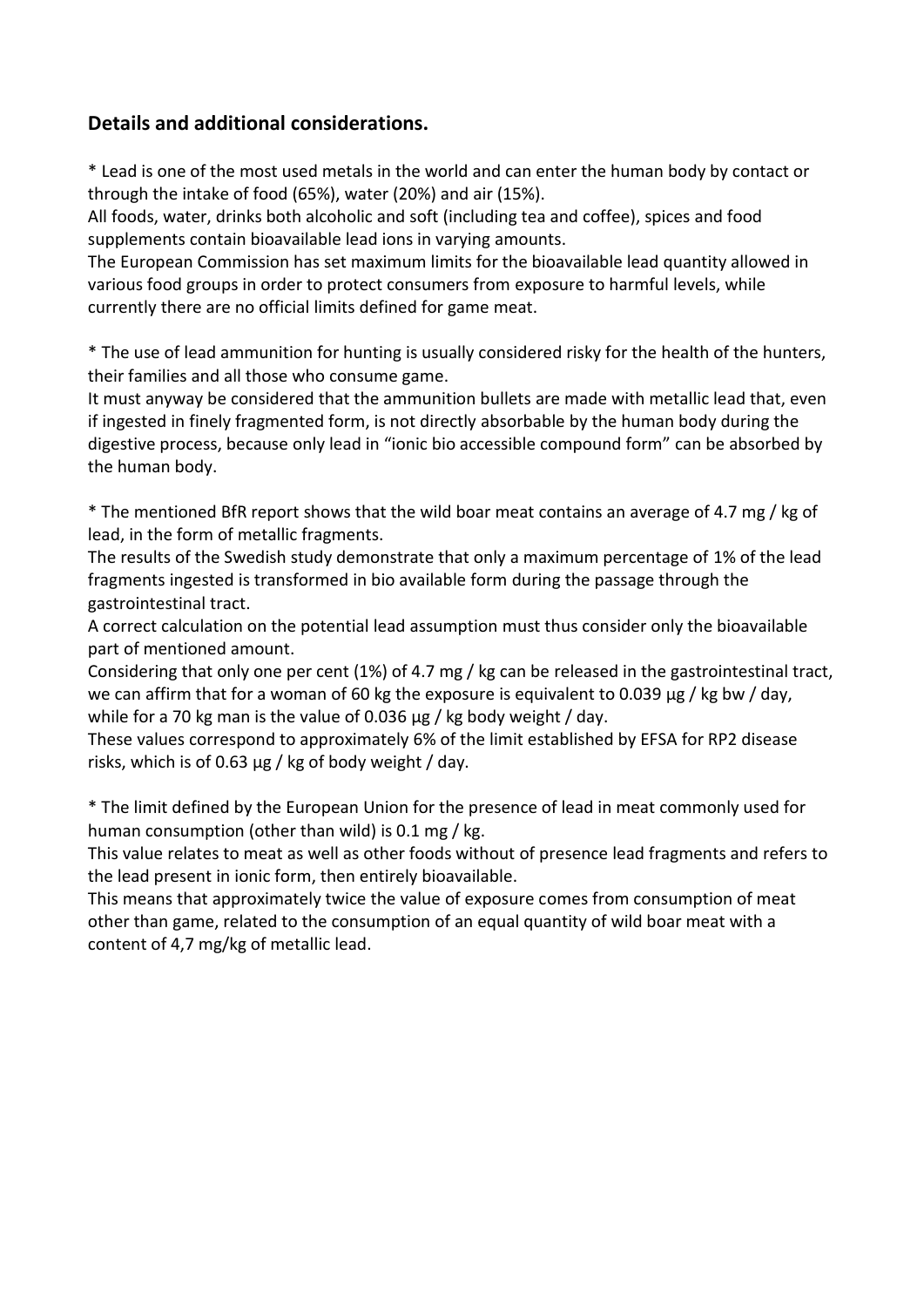## Details and additional considerations.

* Lead is one of the most used metals in the world and can enter the human body by contact or through the intake of food (65%), water (20%) and air (15%).
All foods, water, drinks both alcoholic and soft (including tea and coffee), spices and food supplements contain bioavailable lead ions in varying amounts.
The European Commission has set maximum limits for the bioavailable lead quantity allowed in various food groups in order to protect consumers from exposure to harmful levels, while currently there are no official limits defined for game meat.

* The use of lead ammunition for hunting is usually considered risky for the health of the hunters, their families and all those who consume game.
It must anyway be considered that the ammunition bullets are made with metallic lead that, even if ingested in finely fragmented form, is not directly absorbable by the human body during the digestive process, because only lead in "ionic bio accessible compound form" can be absorbed by the human body.

* The mentioned BfR report shows that the wild boar meat contains an average of 4.7 mg / kg of lead, in the form of metallic fragments.
The results of the Swedish study demonstrate that only a maximum percentage of 1% of the lead fragments ingested is transformed in bio available form during the passage through the gastrointestinal tract.
A correct calculation on the potential lead assumption must thus consider only the bioavailable part of mentioned amount.
Considering that only one per cent (1%) of 4.7 mg / kg can be released in the gastrointestinal tract, we can affirm that for a woman of 60 kg the exposure is equivalent to 0.039 µg / kg bw / day, while for a 70 kg man is the value of 0.036 µg / kg body weight / day.
These values correspond to approximately 6% of the limit established by EFSA for RP2 disease risks, which is of 0.63 µg / kg of body weight / day.

* The limit defined by the European Union for the presence of lead in meat commonly used for human consumption (other than wild) is 0.1 mg / kg.
This value relates to meat as well as other foods without of presence lead fragments and refers to the lead present in ionic form, then entirely bioavailable.
This means that approximately twice the value of exposure comes from consumption of meat other than game, related to the consumption of an equal quantity of wild boar meat with a content of 4,7 mg/kg of metallic lead.